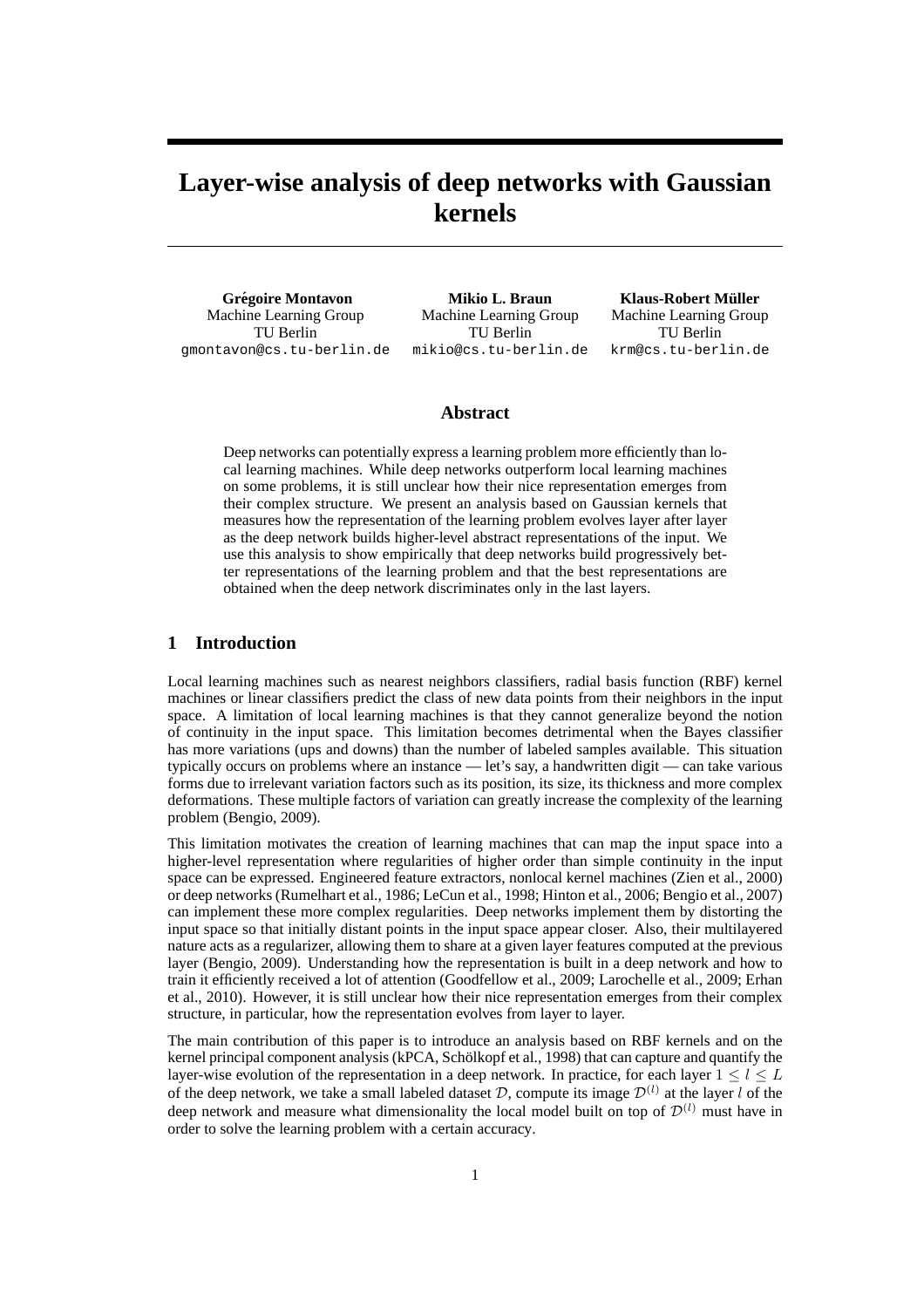# Layer-wise analysis of deep networks with Gaussian kernels

**Grégoire Montavon**
Machine Learning Group
TU Berlin
gmontavon@cs.tu-berlin.de

**Mikio L. Braun**
Machine Learning Group
TU Berlin
mikio@cs.tu-berlin.de

**Klaus-Robert Müller**
Machine Learning Group
TU Berlin
krm@cs.tu-berlin.de

## Abstract

Deep networks can potentially express a learning problem more efficiently than local learning machines. While deep networks outperform local learning machines on some problems, it is still unclear how their nice representation emerges from their complex structure. We present an analysis based on Gaussian kernels that measures how the representation of the learning problem evolves layer after layer as the deep network builds higher-level abstract representations of the input. We use this analysis to show empirically that deep networks build progressively better representations of the learning problem and that the best representations are obtained when the deep network discriminates only in the last layers.

## 1 Introduction

Local learning machines such as nearest neighbors classifiers, radial basis function (RBF) kernel machines or linear classifiers predict the class of new data points from their neighbors in the input space. A limitation of local learning machines is that they cannot generalize beyond the notion of continuity in the input space. This limitation becomes detrimental when the Bayes classifier has more variations (ups and downs) than the number of labeled samples available. This situation typically occurs on problems where an instance — let's say, a handwritten digit — can take various forms due to irrelevant variation factors such as its position, its size, its thickness and more complex deformations. These multiple factors of variation can greatly increase the complexity of the learning problem (Bengio, 2009).

This limitation motivates the creation of learning machines that can map the input space into a higher-level representation where regularities of higher order than simple continuity in the input space can be expressed. Engineered feature extractors, nonlocal kernel machines (Zien et al., 2000) or deep networks (Rumelhart et al., 1986; LeCun et al., 1998; Hinton et al., 2006; Bengio et al., 2007) can implement these more complex regularities. Deep networks implement them by distorting the input space so that initially distant points in the input space appear closer. Also, their multilayered nature acts as a regularizer, allowing them to share at a given layer features computed at the previous layer (Bengio, 2009). Understanding how the representation is built in a deep network and how to train it efficiently received a lot of attention (Goodfellow et al., 2009; Larochelle et al., 2009; Erhan et al., 2010). However, it is still unclear how their nice representation emerges from their complex structure, in particular, how the representation evolves from layer to layer.

The main contribution of this paper is to introduce an analysis based on RBF kernels and on the kernel principal component analysis (kPCA, Schölkopf et al., 1998) that can capture and quantify the layer-wise evolution of the representation in a deep network. In practice, for each layer $1 \leq l \leq L$ of the deep network, we take a small labeled dataset $\mathcal{D}$, compute its image $\mathcal{D}^{(l)}$ at the layer $l$ of the deep network and measure what dimensionality the local model built on top of $\mathcal{D}^{(l)}$ must have in order to solve the learning problem with a certain accuracy.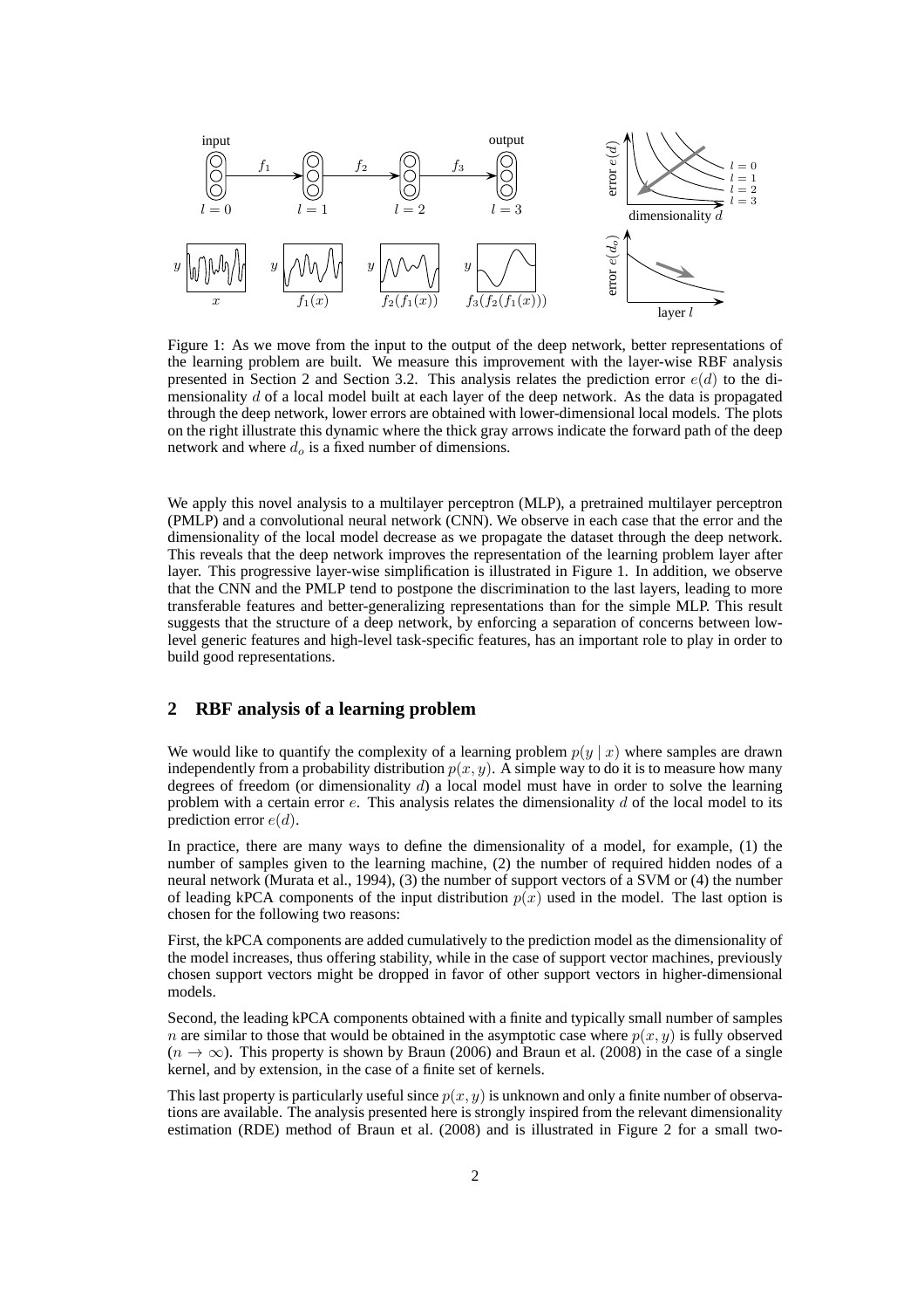input

output

$f_1$ $f_2$ $f_3$

$l = 0$ $l = 1$ $l = 2$ $l = 3$

error $e(d)$

$l = 0$
$l = 1$
$l = 2$
$l = 3$

dimensionality $d$

$y$ $x$

$y$ $f_1(x)$

$y$ $f_2(f_1(x))$

$y$ $f_3(f_2(f_1(x)))$

error $e(d_o)$

layer $l$

Figure 1: As we move from the input to the output of the deep network, better representations of the learning problem are built. We measure this improvement with the layer-wise RBF analysis presented in Section 2 and Section 3.2. This analysis relates the prediction error $e(d)$ to the dimensionality $d$ of a local model built at each layer of the deep network. As the data is propagated through the deep network, lower errors are obtained with lower-dimensional local models. The plots on the right illustrate this dynamic where the thick gray arrows indicate the forward path of the deep network and where $d_o$ is a fixed number of dimensions.

We apply this novel analysis to a multilayer perceptron (MLP), a pretrained multilayer perceptron (PMLP) and a convolutional neural network (CNN). We observe in each case that the error and the dimensionality of the local model decrease as we propagate the dataset through the deep network. This reveals that the deep network improves the representation of the learning problem layer after layer. This progressive layer-wise simplification is illustrated in Figure 1. In addition, we observe that the CNN and the PMLP tend to postpone the discrimination to the last layers, leading to more transferable features and better-generalizing representations than for the simple MLP. This result suggests that the structure of a deep network, by enforcing a separation of concerns between low-level generic features and high-level task-specific features, has an important role to play in order to build good representations.

## 2 RBF analysis of a learning problem

We would like to quantify the complexity of a learning problem $p(y \mid x)$ where samples are drawn independently from a probability distribution $p(x, y)$. A simple way to do it is to measure how many degrees of freedom (or dimensionality $d$) a local model must have in order to solve the learning problem with a certain error $e$. This analysis relates the dimensionality $d$ of the local model to its prediction error $e(d)$.

In practice, there are many ways to define the dimensionality of a model, for example, (1) the number of samples given to the learning machine, (2) the number of required hidden nodes of a neural network (Murata et al., 1994), (3) the number of support vectors of a SVM or (4) the number of leading kPCA components of the input distribution $p(x)$ used in the model. The last option is chosen for the following two reasons:

First, the kPCA components are added cumulatively to the prediction model as the dimensionality of the model increases, thus offering stability, while in the case of support vector machines, previously chosen support vectors might be dropped in favor of other support vectors in higher-dimensional models.

Second, the leading kPCA components obtained with a finite and typically small number of samples $n$ are similar to those that would be obtained in the asymptotic case where $p(x, y)$ is fully observed ($n \to \infty$). This property is shown by Braun (2006) and Braun et al. (2008) in the case of a single kernel, and by extension, in the case of a finite set of kernels.

This last property is particularly useful since $p(x, y)$ is unknown and only a finite number of observations are available. The analysis presented here is strongly inspired from the relevant dimensionality estimation (RDE) method of Braun et al. (2008) and is illustrated in Figure 2 for a small two-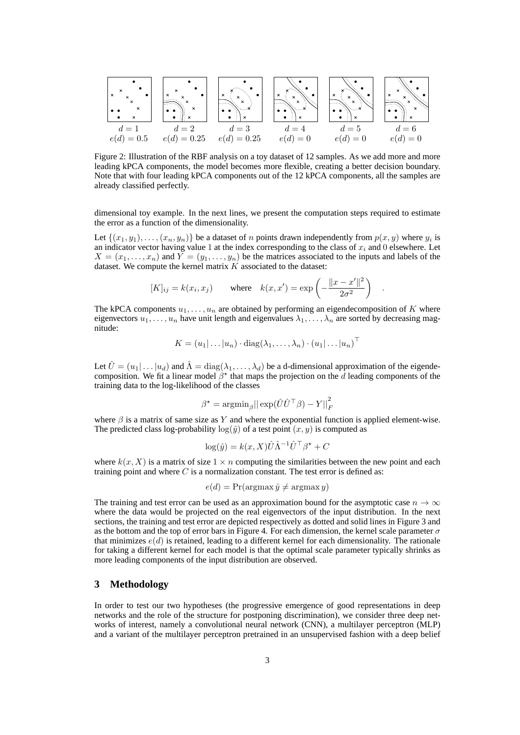$d = 1$
$e(d) = 0.5$

$d = 2$
$e(d) = 0.25$

$d = 3$
$e(d) = 0.25$

$d = 4$
$e(d) = 0$

$d = 5$
$e(d) = 0$

$d = 6$
$e(d) = 0$

Figure 2: Illustration of the RBF analysis on a toy dataset of 12 samples. As we add more and more leading kPCA components, the model becomes more flexible, creating a better decision boundary. Note that with four leading kPCA components out of the 12 kPCA components, all the samples are already classified perfectly.

dimensional toy example. In the next lines, we present the computation steps required to estimate the error as a function of the dimensionality.

Let $\{(x_1, y_1), \ldots, (x_n, y_n)\}$ be a dataset of $n$ points drawn independently from $p(x, y)$ where $y_i$ is an indicator vector having value 1 at the index corresponding to the class of $x_i$ and 0 elsewhere. Let $X = (x_1, \ldots, x_n)$ and $Y = (y_1, \ldots, y_n)$ be the matrices associated to the inputs and labels of the dataset. We compute the kernel matrix $K$ associated to the dataset:

$$[K]_{ij} = k(x_i, x_j) \qquad \text{where} \quad k(x, x') = \exp\left(-\frac{\|x - x'\|^2}{2\sigma^2}\right) \quad .$$

The kPCA components $u_1, \ldots, u_n$ are obtained by performing an eigendecomposition of $K$ where eigenvectors $u_1, \ldots, u_n$ have unit length and eigenvalues $\lambda_1, \ldots, \lambda_n$ are sorted by decreasing magnitude:

$$K = (u_1|\ldots|u_n) \cdot \text{diag}(\lambda_1, \ldots, \lambda_n) \cdot (u_1|\ldots|u_n)^\top$$

Let $\hat{U} = (u_1|\ldots|u_d)$ and $\hat{\Lambda} = \text{diag}(\lambda_1, \ldots, \lambda_d)$ be a d-dimensional approximation of the eigendecomposition. We fit a linear model $\beta^\star$ that maps the projection on the $d$ leading components of the training data to the log-likelihood of the classes

$$\beta^\star = \text{argmin}_\beta || \exp(\hat{U}\hat{U}^\top \beta) - Y||_F^2$$

where $\beta$ is a matrix of same size as $Y$ and where the exponential function is applied element-wise. The predicted class log-probability $\log(\hat{y})$ of a test point $(x, y)$ is computed as

$$\log(\hat{y}) = k(x, X)\hat{U}\hat{\Lambda}^{-1}\hat{U}^\top \beta^\star + C$$

where $k(x, X)$ is a matrix of size $1 \times n$ computing the similarities between the new point and each training point and where $C$ is a normalization constant. The test error is defined as:

$$e(d) = \Pr(\text{argmax}\, \hat{y} \neq \text{argmax}\, y)$$

The training and test error can be used as an approximation bound for the asymptotic case $n \to \infty$ where the data would be projected on the real eigenvectors of the input distribution. In the next sections, the training and test error are depicted respectively as dotted and solid lines in Figure 3 and as the bottom and the top of error bars in Figure 4. For each dimension, the kernel scale parameter $\sigma$ that minimizes $e(d)$ is retained, leading to a different kernel for each dimensionality. The rationale for taking a different kernel for each model is that the optimal scale parameter typically shrinks as more leading components of the input distribution are observed.

## 3 Methodology

In order to test our two hypotheses (the progressive emergence of good representations in deep networks and the role of the structure for postponing discrimination), we consider three deep networks of interest, namely a convolutional neural network (CNN), a multilayer perceptron (MLP) and a variant of the multilayer perceptron pretrained in an unsupervised fashion with a deep belief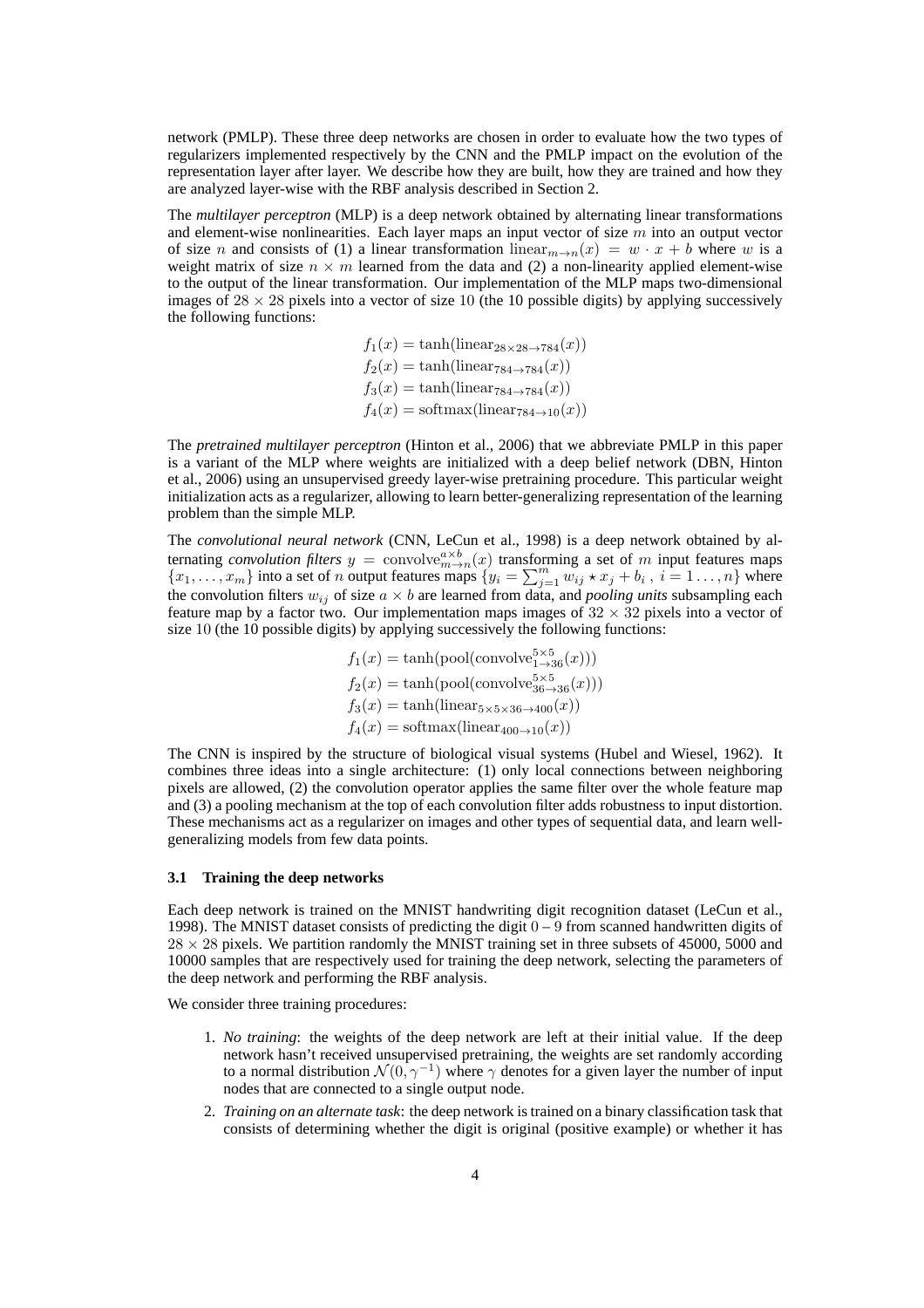network (PMLP). These three deep networks are chosen in order to evaluate how the two types of regularizers implemented respectively by the CNN and the PMLP impact on the evolution of the representation layer after layer. We describe how they are built, how they are trained and how they are analyzed layer-wise with the RBF analysis described in Section 2.

The *multilayer perceptron* (MLP) is a deep network obtained by alternating linear transformations and element-wise nonlinearities. Each layer maps an input vector of size $m$ into an output vector of size $n$ and consists of (1) a linear transformation $\text{linear}_{m \to n}(x) = w \cdot x + b$ where $w$ is a weight matrix of size $n \times m$ learned from the data and (2) a non-linearity applied element-wise to the output of the linear transformation. Our implementation of the MLP maps two-dimensional images of $28 \times 28$ pixels into a vector of size 10 (the 10 possible digits) by applying successively the following functions:

$$
\begin{aligned}
f_1(x) &= \tanh(\text{linear}_{28 \times 28 \to 784}(x)) \\
f_2(x) &= \tanh(\text{linear}_{784 \to 784}(x)) \\
f_3(x) &= \tanh(\text{linear}_{784 \to 784}(x)) \\
f_4(x) &= \text{softmax}(\text{linear}_{784 \to 10}(x))
\end{aligned}
$$

The *pretrained multilayer perceptron* (Hinton et al., 2006) that we abbreviate PMLP in this paper is a variant of the MLP where weights are initialized with a deep belief network (DBN, Hinton et al., 2006) using an unsupervised greedy layer-wise pretraining procedure. This particular weight initialization acts as a regularizer, allowing to learn better-generalizing representation of the learning problem than the simple MLP.

The *convolutional neural network* (CNN, LeCun et al., 1998) is a deep network obtained by alternating *convolution filters* $y = \text{convolve}^{a \times b}_{m \to n}(x)$ transforming a set of $m$ input features maps $\{x_1, \ldots, x_m\}$ into a set of $n$ output features maps $\{y_i = \sum_{j=1}^{m} w_{ij} \star x_j + b_i \,,\ i = 1 \ldots, n\}$ where the convolution filters $w_{ij}$ of size $a \times b$ are learned from data, and *pooling units* subsampling each feature map by a factor two. Our implementation maps images of $32 \times 32$ pixels into a vector of size 10 (the 10 possible digits) by applying successively the following functions:

$$
\begin{aligned}
f_1(x) &= \tanh(\text{pool}(\text{convolve}^{5 \times 5}_{1 \to 36}(x))) \\
f_2(x) &= \tanh(\text{pool}(\text{convolve}^{5 \times 5}_{36 \to 36}(x))) \\
f_3(x) &= \tanh(\text{linear}_{5 \times 5 \times 36 \to 400}(x)) \\
f_4(x) &= \text{softmax}(\text{linear}_{400 \to 10}(x))
\end{aligned}
$$

The CNN is inspired by the structure of biological visual systems (Hubel and Wiesel, 1962). It combines three ideas into a single architecture: (1) only local connections between neighboring pixels are allowed, (2) the convolution operator applies the same filter over the whole feature map and (3) a pooling mechanism at the top of each convolution filter adds robustness to input distortion. These mechanisms act as a regularizer on images and other types of sequential data, and learn well-generalizing models from few data points.

### 3.1 Training the deep networks

Each deep network is trained on the MNIST handwriting digit recognition dataset (LeCun et al., 1998). The MNIST dataset consists of predicting the digit $0 - 9$ from scanned handwritten digits of $28 \times 28$ pixels. We partition randomly the MNIST training set in three subsets of 45000, 5000 and 10000 samples that are respectively used for training the deep network, selecting the parameters of the deep network and performing the RBF analysis.

We consider three training procedures:

1. *No training*: the weights of the deep network are left at their initial value. If the deep network hasn't received unsupervised pretraining, the weights are set randomly according to a normal distribution $\mathcal{N}(0, \gamma^{-1})$ where $\gamma$ denotes for a given layer the number of input nodes that are connected to a single output node.
2. *Training on an alternate task*: the deep network is trained on a binary classification task that consists of determining whether the digit is original (positive example) or whether it has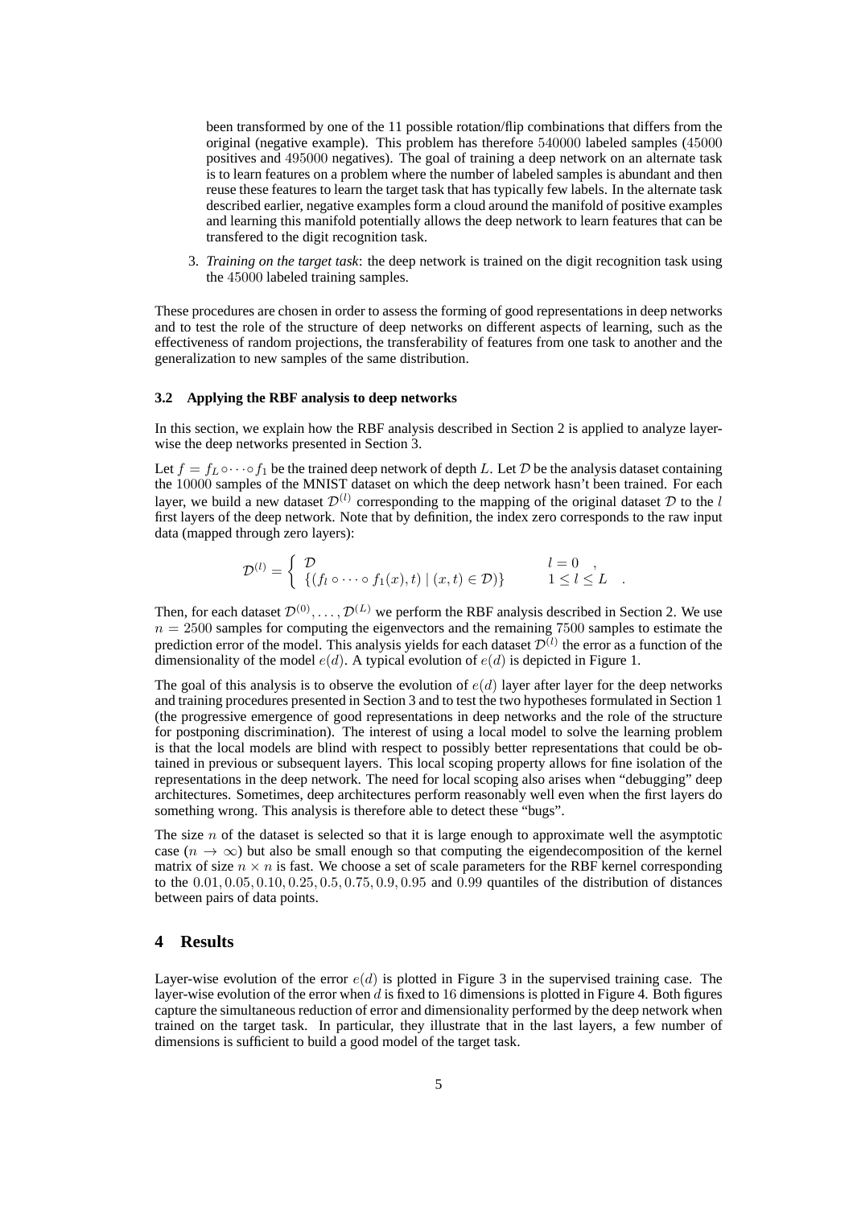been transformed by one of the 11 possible rotation/flip combinations that differs from the original (negative example). This problem has therefore 540000 labeled samples (45000 positives and 495000 negatives). The goal of training a deep network on an alternate task is to learn features on a problem where the number of labeled samples is abundant and then reuse these features to learn the target task that has typically few labels. In the alternate task described earlier, negative examples form a cloud around the manifold of positive examples and learning this manifold potentially allows the deep network to learn features that can be transfered to the digit recognition task.

3. *Training on the target task*: the deep network is trained on the digit recognition task using the 45000 labeled training samples.

These procedures are chosen in order to assess the forming of good representations in deep networks and to test the role of the structure of deep networks on different aspects of learning, such as the effectiveness of random projections, the transferability of features from one task to another and the generalization to new samples of the same distribution.

### 3.2 Applying the RBF analysis to deep networks

In this section, we explain how the RBF analysis described in Section 2 is applied to analyze layer-wise the deep networks presented in Section 3.

Let $f = f_L \circ \cdots \circ f_1$ be the trained deep network of depth $L$. Let $\mathcal{D}$ be the analysis dataset containing the 10000 samples of the MNIST dataset on which the deep network hasn't been trained. For each layer, we build a new dataset $\mathcal{D}^{(l)}$ corresponding to the mapping of the original dataset $\mathcal{D}$ to the $l$ first layers of the deep network. Note that by definition, the index zero corresponds to the raw input data (mapped through zero layers):

$$
\mathcal{D}^{(l)} = \begin{cases} \mathcal{D} & l = 0 \quad , \\ \{(f_l \circ \cdots \circ f_1(x), t) \mid (x, t) \in \mathcal{D})\} & 1 \leq l \leq L \quad . \end{cases}
$$

Then, for each dataset $\mathcal{D}^{(0)}, \ldots, \mathcal{D}^{(L)}$ we perform the RBF analysis described in Section 2. We use $n = 2500$ samples for computing the eigenvectors and the remaining 7500 samples to estimate the prediction error of the model. This analysis yields for each dataset $\mathcal{D}^{(l)}$ the error as a function of the dimensionality of the model $e(d)$. A typical evolution of $e(d)$ is depicted in Figure 1.

The goal of this analysis is to observe the evolution of $e(d)$ layer after layer for the deep networks and training procedures presented in Section 3 and to test the two hypotheses formulated in Section 1 (the progressive emergence of good representations in deep networks and the role of the structure for postponing discrimination). The interest of using a local model to solve the learning problem is that the local models are blind with respect to possibly better representations that could be obtained in previous or subsequent layers. This local scoping property allows for fine isolation of the representations in the deep network. The need for local scoping also arises when "debugging" deep architectures. Sometimes, deep architectures perform reasonably well even when the first layers do something wrong. This analysis is therefore able to detect these "bugs".

The size $n$ of the dataset is selected so that it is large enough to approximate well the asymptotic case ($n \to \infty$) but also be small enough so that computing the eigendecomposition of the kernel matrix of size $n \times n$ is fast. We choose a set of scale parameters for the RBF kernel corresponding to the $0.01, 0.05, 0.10, 0.25, 0.5, 0.75, 0.9, 0.95$ and $0.99$ quantiles of the distribution of distances between pairs of data points.

## 4 Results

Layer-wise evolution of the error $e(d)$ is plotted in Figure 3 in the supervised training case. The layer-wise evolution of the error when $d$ is fixed to 16 dimensions is plotted in Figure 4. Both figures capture the simultaneous reduction of error and dimensionality performed by the deep network when trained on the target task. In particular, they illustrate that in the last layers, a few number of dimensions is sufficient to build a good model of the target task.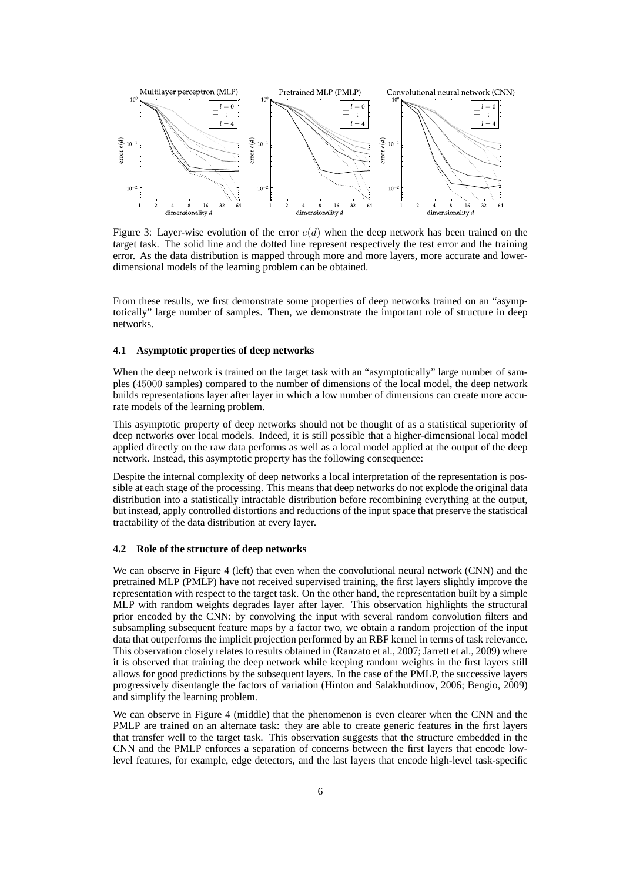Multilayer perceptron (MLP)

Pretrained MLP (PMLP)

Convolutional neural network (CNN)

$10^0$

$10^{-1}$

$10^{-2}$

error $e(d)$

dimensionality $d$

1 2 4 8 16 32 64

$l = 0$

$\vdots$

$l = 4$

Figure 3: Layer-wise evolution of the error $e(d)$ when the deep network has been trained on the target task. The solid line and the dotted line represent respectively the test error and the training error. As the data distribution is mapped through more and more layers, more accurate and lower-dimensional models of the learning problem can be obtained.

From these results, we first demonstrate some properties of deep networks trained on an "asymptotically" large number of samples. Then, we demonstrate the important role of structure in deep networks.

### 4.1 Asymptotic properties of deep networks

When the deep network is trained on the target task with an "asymptotically" large number of samples (45000 samples) compared to the number of dimensions of the local model, the deep network builds representations layer after layer in which a low number of dimensions can create more accurate models of the learning problem.

This asymptotic property of deep networks should not be thought of as a statistical superiority of deep networks over local models. Indeed, it is still possible that a higher-dimensional local model applied directly on the raw data performs as well as a local model applied at the output of the deep network. Instead, this asymptotic property has the following consequence:

Despite the internal complexity of deep networks a local interpretation of the representation is possible at each stage of the processing. This means that deep networks do not explode the original data distribution into a statistically intractable distribution before recombining everything at the output, but instead, apply controlled distortions and reductions of the input space that preserve the statistical tractability of the data distribution at every layer.

### 4.2 Role of the structure of deep networks

We can observe in Figure 4 (left) that even when the convolutional neural network (CNN) and the pretrained MLP (PMLP) have not received supervised training, the first layers slightly improve the representation with respect to the target task. On the other hand, the representation built by a simple MLP with random weights degrades layer after layer. This observation highlights the structural prior encoded by the CNN: by convolving the input with several random convolution filters and subsampling subsequent feature maps by a factor two, we obtain a random projection of the input data that outperforms the implicit projection performed by an RBF kernel in terms of task relevance. This observation closely relates to results obtained in (Ranzato et al., 2007; Jarrett et al., 2009) where it is observed that training the deep network while keeping random weights in the first layers still allows for good predictions by the subsequent layers. In the case of the PMLP, the successive layers progressively disentangle the factors of variation (Hinton and Salakhutdinov, 2006; Bengio, 2009) and simplify the learning problem.

We can observe in Figure 4 (middle) that the phenomenon is even clearer when the CNN and the PMLP are trained on an alternate task: they are able to create generic features in the first layers that transfer well to the target task. This observation suggests that the structure embedded in the CNN and the PMLP enforces a separation of concerns between the first layers that encode low-level features, for example, edge detectors, and the last layers that encode high-level task-specific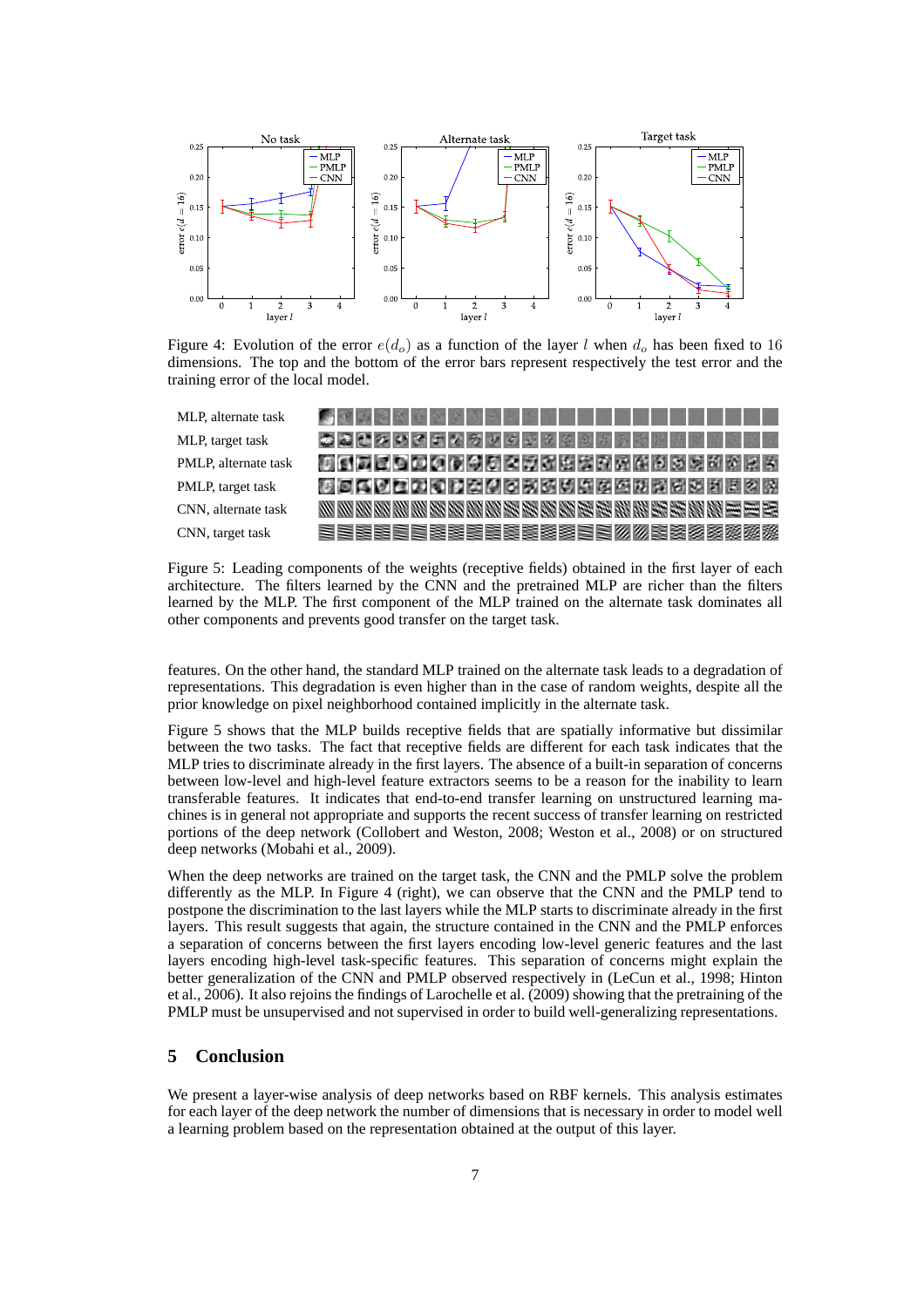No task

0.25
0.20
0.15
0.10
0.05
0.00

error $e(d = 16)$

0 1 2 3 4

layer $l$

MLP
PMLP
CNN

Alternate task

0.25
0.20
0.15
0.10
0.05
0.00

error $e(d = 16)$

0 1 2 3 4

layer $l$

MLP
PMLP
CNN

Target task

0.25
0.20
0.15
0.10
0.05
0.00

error $e(d = 16)$

0 1 2 3 4

layer $l$

MLP
PMLP
CNN

Figure 4: Evolution of the error $e(d_o)$ as a function of the layer $l$ when $d_o$ has been fixed to 16 dimensions. The top and the bottom of the error bars represent respectively the test error and the training error of the local model.

MLP, alternate task

MLP, target task

PMLP, alternate task

PMLP, target task

CNN, alternate task

CNN, target task

Figure 5: Leading components of the weights (receptive fields) obtained in the first layer of each architecture. The filters learned by the CNN and the pretrained MLP are richer than the filters learned by the MLP. The first component of the MLP trained on the alternate task dominates all other components and prevents good transfer on the target task.

features. On the other hand, the standard MLP trained on the alternate task leads to a degradation of representations. This degradation is even higher than in the case of random weights, despite all the prior knowledge on pixel neighborhood contained implicitly in the alternate task.

Figure 5 shows that the MLP builds receptive fields that are spatially informative but dissimilar between the two tasks. The fact that receptive fields are different for each task indicates that the MLP tries to discriminate already in the first layers. The absence of a built-in separation of concerns between low-level and high-level feature extractors seems to be a reason for the inability to learn transferable features. It indicates that end-to-end transfer learning on unstructured learning machines is in general not appropriate and supports the recent success of transfer learning on restricted portions of the deep network (Collobert and Weston, 2008; Weston et al., 2008) or on structured deep networks (Mobahi et al., 2009).

When the deep networks are trained on the target task, the CNN and the PMLP solve the problem differently as the MLP. In Figure 4 (right), we can observe that the CNN and the PMLP tend to postpone the discrimination to the last layers while the MLP starts to discriminate already in the first layers. This result suggests that again, the structure contained in the CNN and the PMLP enforces a separation of concerns between the first layers encoding low-level generic features and the last layers encoding high-level task-specific features. This separation of concerns might explain the better generalization of the CNN and PMLP observed respectively in (LeCun et al., 1998; Hinton et al., 2006). It also rejoins the findings of Larochelle et al. (2009) showing that the pretraining of the PMLP must be unsupervised and not supervised in order to build well-generalizing representations.

## 5 Conclusion

We present a layer-wise analysis of deep networks based on RBF kernels. This analysis estimates for each layer of the deep network the number of dimensions that is necessary in order to model well a learning problem based on the representation obtained at the output of this layer.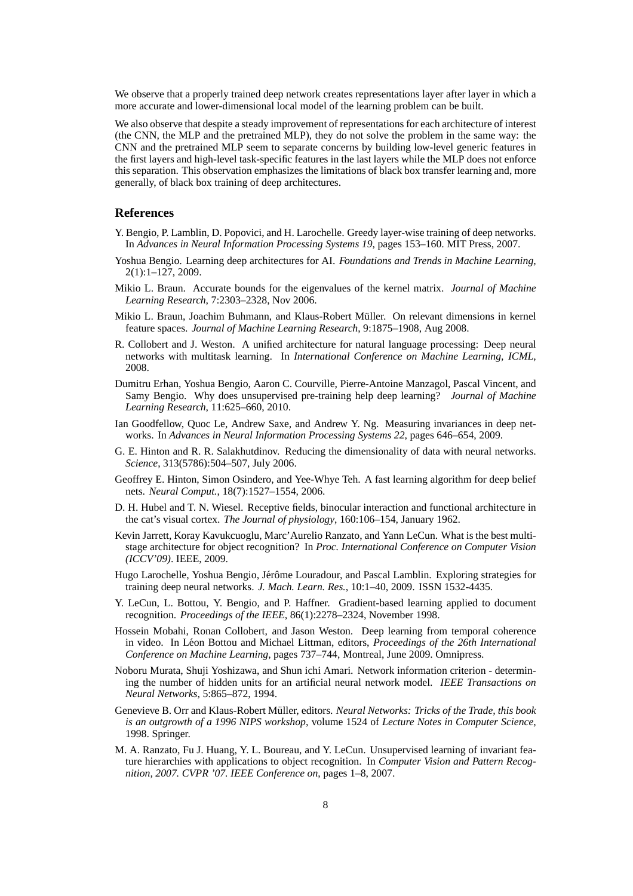We observe that a properly trained deep network creates representations layer after layer in which a more accurate and lower-dimensional local model of the learning problem can be built.

We also observe that despite a steady improvement of representations for each architecture of interest (the CNN, the MLP and the pretrained MLP), they do not solve the problem in the same way: the CNN and the pretrained MLP seem to separate concerns by building low-level generic features in the first layers and high-level task-specific features in the last layers while the MLP does not enforce this separation. This observation emphasizes the limitations of black box transfer learning and, more generally, of black box training of deep architectures.

## References

Y. Bengio, P. Lamblin, D. Popovici, and H. Larochelle. Greedy layer-wise training of deep networks. In *Advances in Neural Information Processing Systems 19*, pages 153–160. MIT Press, 2007.

Yoshua Bengio. Learning deep architectures for AI. *Foundations and Trends in Machine Learning*, 2(1):1–127, 2009.

Mikio L. Braun. Accurate bounds for the eigenvalues of the kernel matrix. *Journal of Machine Learning Research*, 7:2303–2328, Nov 2006.

Mikio L. Braun, Joachim Buhmann, and Klaus-Robert Müller. On relevant dimensions in kernel feature spaces. *Journal of Machine Learning Research*, 9:1875–1908, Aug 2008.

R. Collobert and J. Weston. A unified architecture for natural language processing: Deep neural networks with multitask learning. In *International Conference on Machine Learning, ICML*, 2008.

Dumitru Erhan, Yoshua Bengio, Aaron C. Courville, Pierre-Antoine Manzagol, Pascal Vincent, and Samy Bengio. Why does unsupervised pre-training help deep learning? *Journal of Machine Learning Research*, 11:625–660, 2010.

Ian Goodfellow, Quoc Le, Andrew Saxe, and Andrew Y. Ng. Measuring invariances in deep networks. In *Advances in Neural Information Processing Systems 22*, pages 646–654, 2009.

G. E. Hinton and R. R. Salakhutdinov. Reducing the dimensionality of data with neural networks. *Science*, 313(5786):504–507, July 2006.

Geoffrey E. Hinton, Simon Osindero, and Yee-Whye Teh. A fast learning algorithm for deep belief nets. *Neural Comput.*, 18(7):1527–1554, 2006.

D. H. Hubel and T. N. Wiesel. Receptive fields, binocular interaction and functional architecture in the cat's visual cortex. *The Journal of physiology*, 160:106–154, January 1962.

Kevin Jarrett, Koray Kavukcuoglu, Marc'Aurelio Ranzato, and Yann LeCun. What is the best multi-stage architecture for object recognition? In *Proc. International Conference on Computer Vision (ICCV'09)*. IEEE, 2009.

Hugo Larochelle, Yoshua Bengio, Jérôme Louradour, and Pascal Lamblin. Exploring strategies for training deep neural networks. *J. Mach. Learn. Res.*, 10:1–40, 2009. ISSN 1532-4435.

Y. LeCun, L. Bottou, Y. Bengio, and P. Haffner. Gradient-based learning applied to document recognition. *Proceedings of the IEEE*, 86(1):2278–2324, November 1998.

Hossein Mobahi, Ronan Collobert, and Jason Weston. Deep learning from temporal coherence in video. In Léon Bottou and Michael Littman, editors, *Proceedings of the 26th International Conference on Machine Learning*, pages 737–744, Montreal, June 2009. Omnipress.

Noboru Murata, Shuji Yoshizawa, and Shun ichi Amari. Network information criterion - determining the number of hidden units for an artificial neural network model. *IEEE Transactions on Neural Networks*, 5:865–872, 1994.

Genevieve B. Orr and Klaus-Robert Müller, editors. *Neural Networks: Tricks of the Trade, this book is an outgrowth of a 1996 NIPS workshop*, volume 1524 of *Lecture Notes in Computer Science*, 1998. Springer.

M. A. Ranzato, Fu J. Huang, Y. L. Boureau, and Y. LeCun. Unsupervised learning of invariant feature hierarchies with applications to object recognition. In *Computer Vision and Pattern Recognition, 2007. CVPR '07. IEEE Conference on*, pages 1–8, 2007.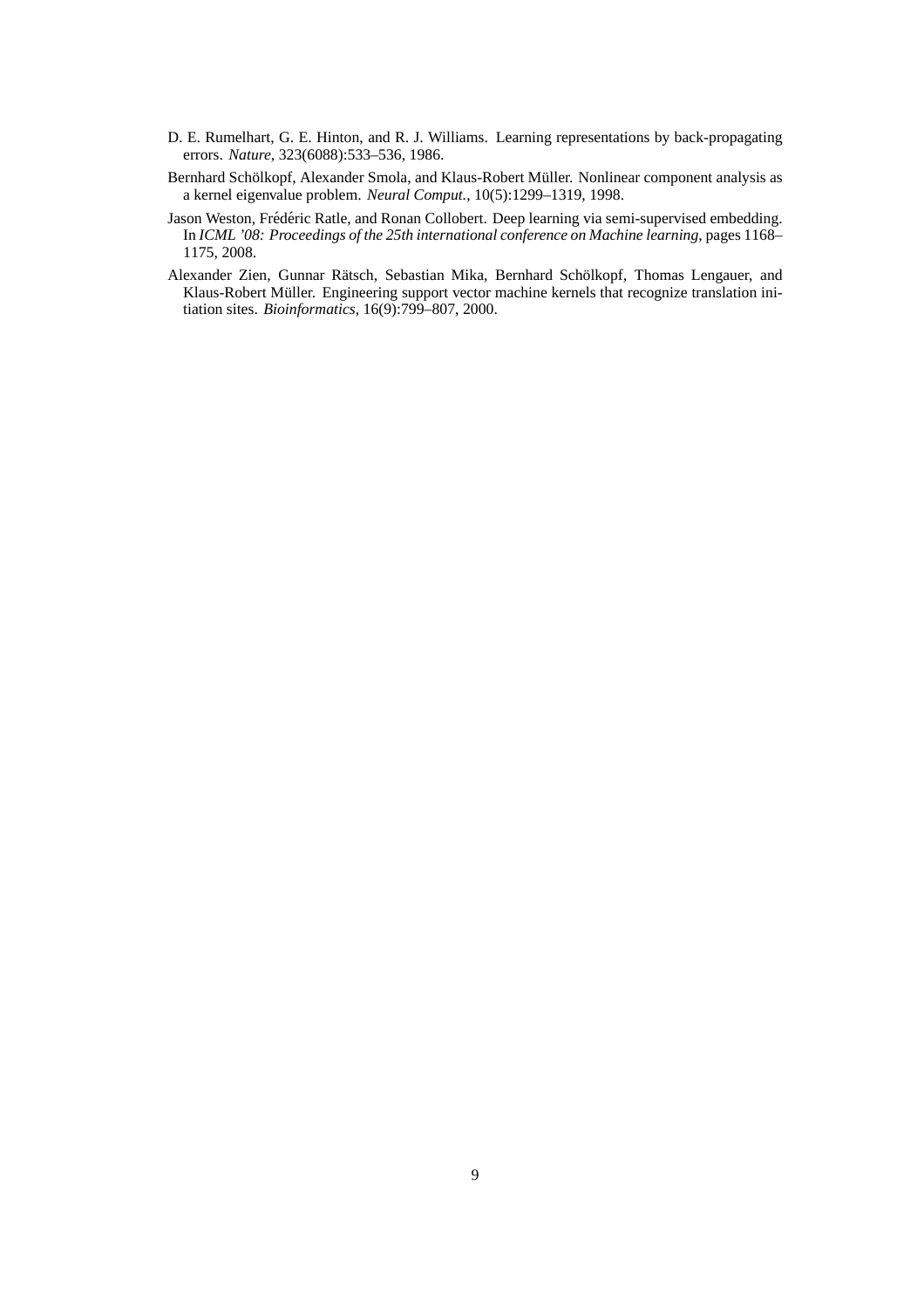D. E. Rumelhart, G. E. Hinton, and R. J. Williams. Learning representations by back-propagating errors. *Nature*, 323(6088):533–536, 1986.

Bernhard Schölkopf, Alexander Smola, and Klaus-Robert Müller. Nonlinear component analysis as a kernel eigenvalue problem. *Neural Comput.*, 10(5):1299–1319, 1998.

Jason Weston, Frédéric Ratle, and Ronan Collobert. Deep learning via semi-supervised embedding. In *ICML '08: Proceedings of the 25th international conference on Machine learning*, pages 1168–1175, 2008.

Alexander Zien, Gunnar Rätsch, Sebastian Mika, Bernhard Schölkopf, Thomas Lengauer, and Klaus-Robert Müller. Engineering support vector machine kernels that recognize translation initiation sites. *Bioinformatics*, 16(9):799–807, 2000.